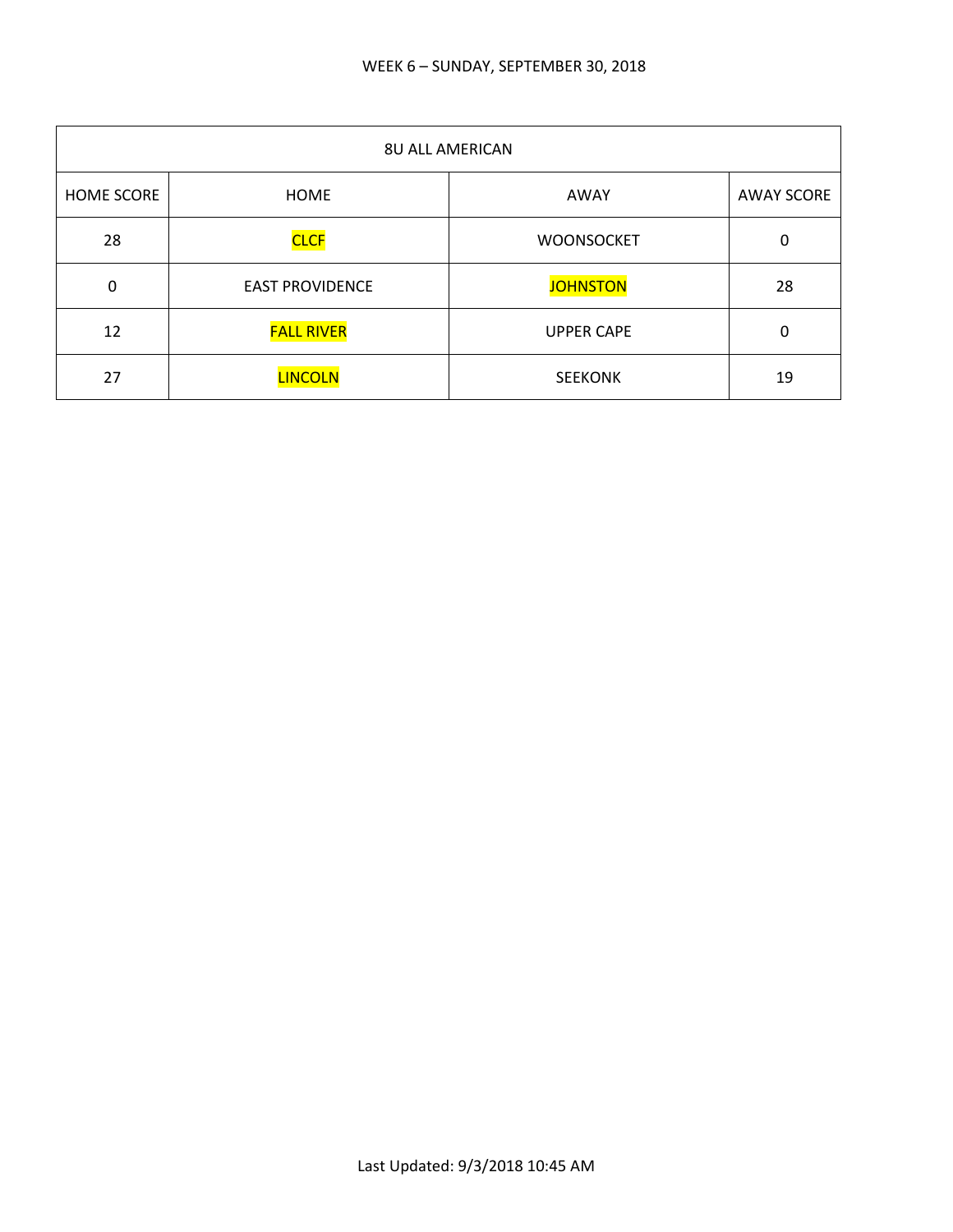WEEK 6 – SUNDAY, SEPTEMBER 30, 2018

| 8U ALL AMERICAN | | | |
|---|---|---|---|
| HOME SCORE | HOME | AWAY | AWAY SCORE |
| 28 | CLCF | WOONSOCKET | 0 |
| 0 | EAST PROVIDENCE | JOHNSTON | 28 |
| 12 | FALL RIVER | UPPER CAPE | 0 |
| 27 | LINCOLN | SEEKONK | 19 |

Last Updated: 9/3/2018 10:45 AM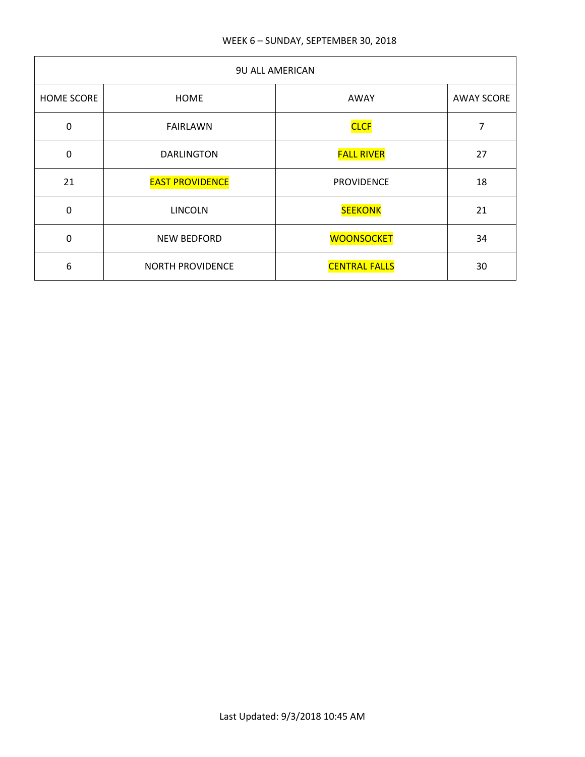WEEK 6 – SUNDAY, SEPTEMBER 30, 2018

| 9U ALL AMERICAN | | | |
|---|---|---|---|
| HOME SCORE | HOME | AWAY | AWAY SCORE |
| 0 | FAIRLAWN | CLCF | 7 |
| 0 | DARLINGTON | FALL RIVER | 27 |
| 21 | EAST PROVIDENCE | PROVIDENCE | 18 |
| 0 | LINCOLN | SEEKONK | 21 |
| 0 | NEW BEDFORD | WOONSOCKET | 34 |
| 6 | NORTH PROVIDENCE | CENTRAL FALLS | 30 |

Last Updated: 9/3/2018 10:45 AM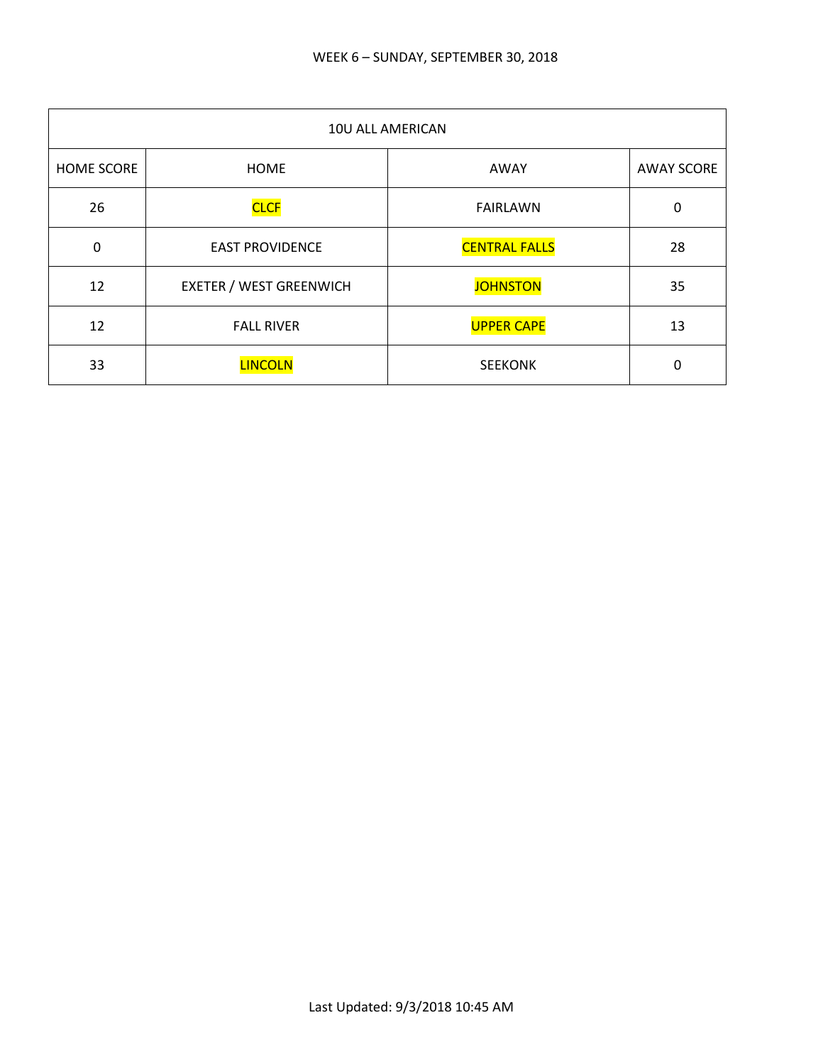WEEK 6 – SUNDAY, SEPTEMBER 30, 2018

| 10U ALL AMERICAN | | | |
|---|---|---|---|
| HOME SCORE | HOME | AWAY | AWAY SCORE |
| 26 | CLCF | FAIRLAWN | 0 |
| 0 | EAST PROVIDENCE | CENTRAL FALLS | 28 |
| 12 | EXETER / WEST GREENWICH | JOHNSTON | 35 |
| 12 | FALL RIVER | UPPER CAPE | 13 |
| 33 | LINCOLN | SEEKONK | 0 |

Last Updated: 9/3/2018 10:45 AM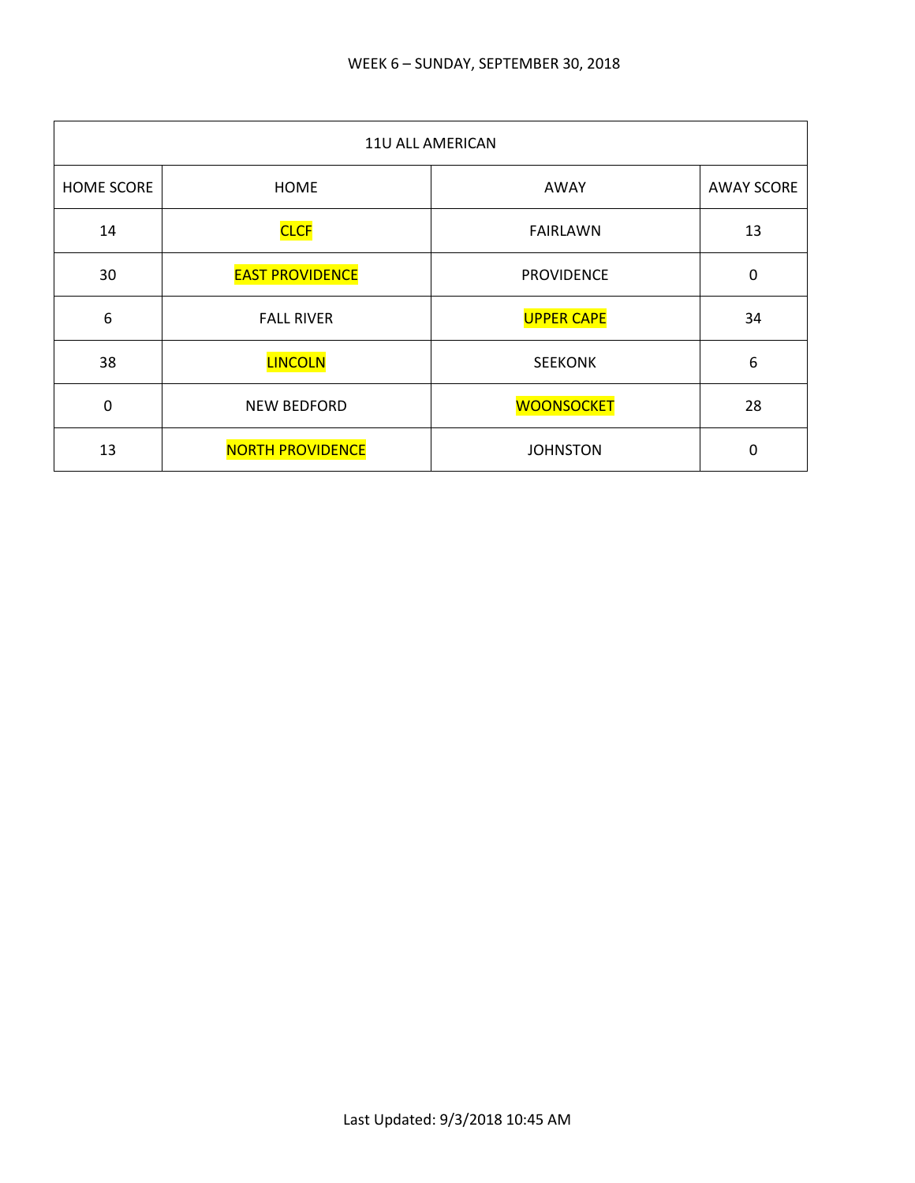WEEK 6 – SUNDAY, SEPTEMBER 30, 2018

| 11U ALL AMERICAN | | | |
|---|---|---|---|
| HOME SCORE | HOME | AWAY | AWAY SCORE |
| 14 | CLCF | FAIRLAWN | 13 |
| 30 | EAST PROVIDENCE | PROVIDENCE | 0 |
| 6 | FALL RIVER | UPPER CAPE | 34 |
| 38 | LINCOLN | SEEKONK | 6 |
| 0 | NEW BEDFORD | WOONSOCKET | 28 |
| 13 | NORTH PROVIDENCE | JOHNSTON | 0 |

Last Updated: 9/3/2018 10:45 AM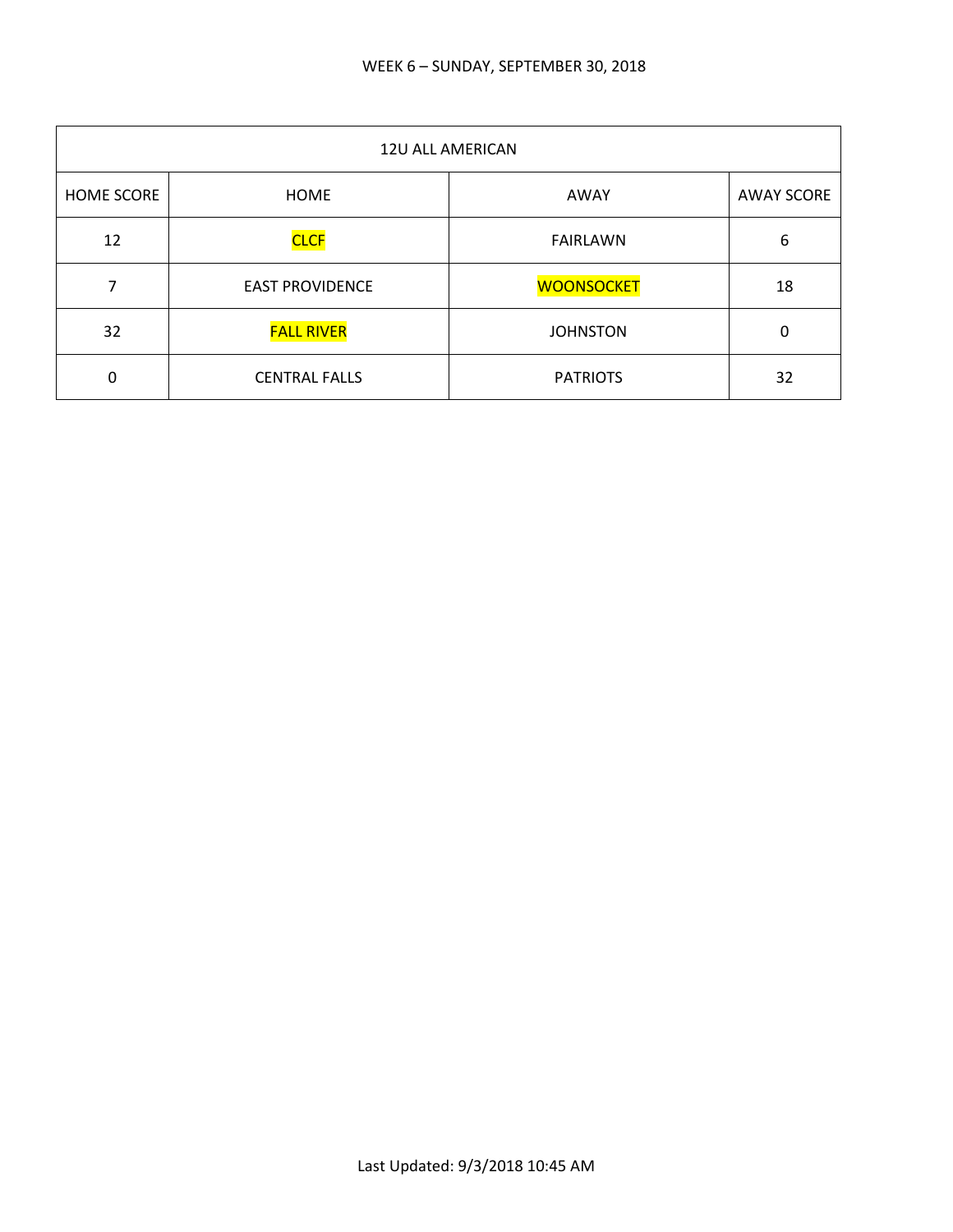WEEK 6 – SUNDAY, SEPTEMBER 30, 2018

| 12U ALL AMERICAN | | | |
|---|---|---|---|
| HOME SCORE | HOME | AWAY | AWAY SCORE |
| 12 | CLCF | FAIRLAWN | 6 |
| 7 | EAST PROVIDENCE | WOONSOCKET | 18 |
| 32 | FALL RIVER | JOHNSTON | 0 |
| 0 | CENTRAL FALLS | PATRIOTS | 32 |

Last Updated: 9/3/2018 10:45 AM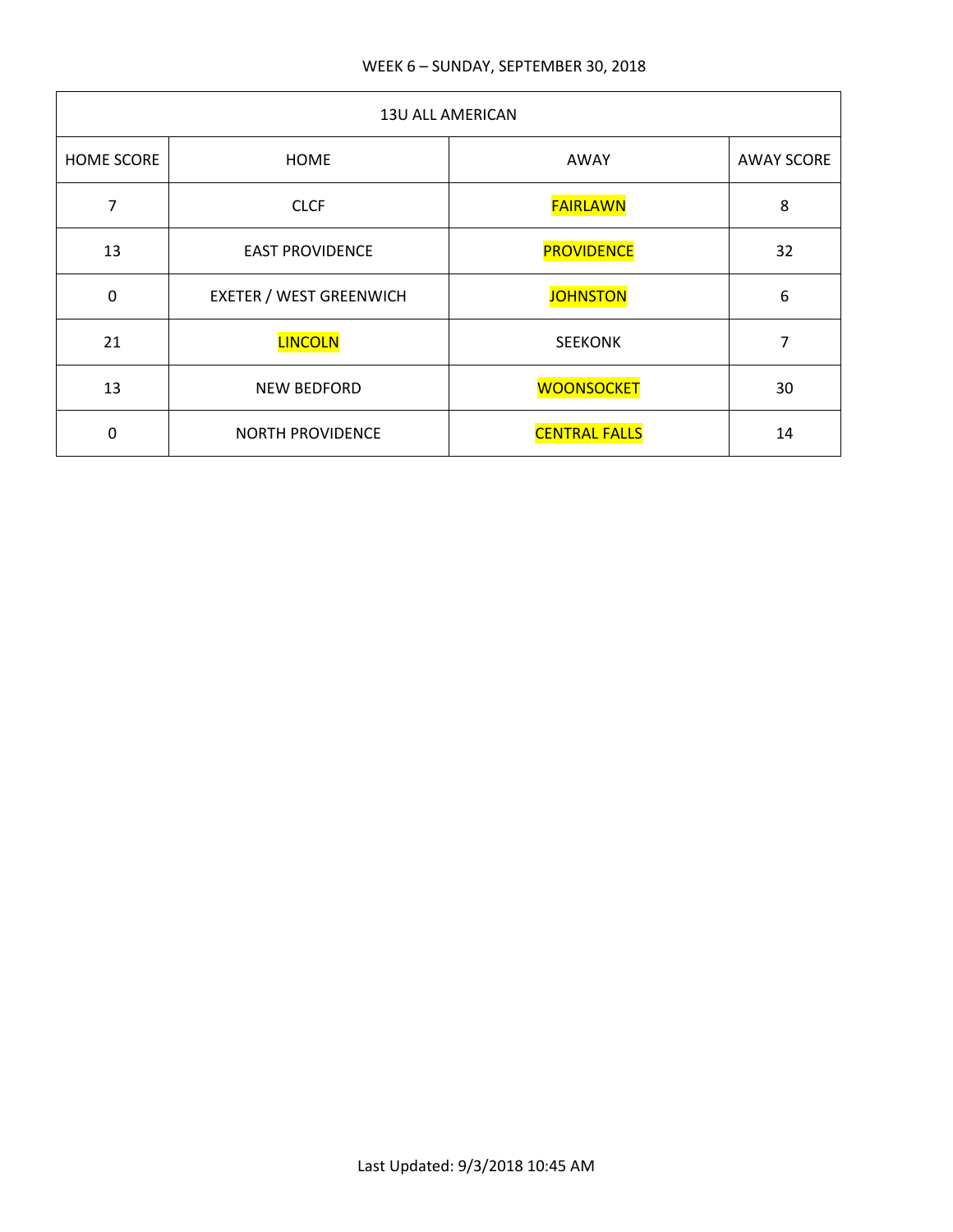WEEK 6 – SUNDAY, SEPTEMBER 30, 2018

| 13U ALL AMERICAN | | | |
|---|---|---|---|
| HOME SCORE | HOME | AWAY | AWAY SCORE |
| 7 | CLCF | FAIRLAWN | 8 |
| 13 | EAST PROVIDENCE | PROVIDENCE | 32 |
| 0 | EXETER / WEST GREENWICH | JOHNSTON | 6 |
| 21 | LINCOLN | SEEKONK | 7 |
| 13 | NEW BEDFORD | WOONSOCKET | 30 |
| 0 | NORTH PROVIDENCE | CENTRAL FALLS | 14 |

Last Updated: 9/3/2018 10:45 AM